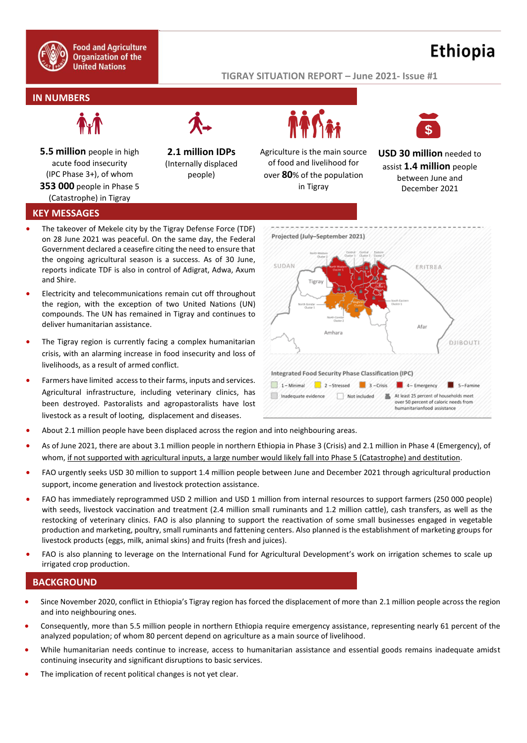# Ethiopia

**TIGRAY SITUATION REPORT – June 2021- Issue #1**

## IN NUMBERS

**5.5 million** people in high acute food insecurity (IPC Phase 3+), of whom **353 000** people in Phase 5 (Catastrophe) in Tigray

**2.1 million IDPs** (Internally displaced people)

Agriculture is the main source of food and livelihood for over **80**% of the population in Tigray

**USD 30 million** needed to assist **1.4 million** people between June and December 2021

## KEY MESSAGES

- The takeover of Mekele city by the Tigray Defense Force (TDF) on 28 June 2021 was peaceful. On the same day, the Federal Government declared a ceasefire citing the need to ensure that the ongoing agricultural season is a success. As of 30 June, reports indicate TDF is also in control of Adigrat, Adwa, Axum and Shire.
- Electricity and telecommunications remain cut off throughout the region, with the exception of two United Nations (UN) compounds. The UN has remained in Tigray and continues to deliver humanitarian assistance.
- The Tigray region is currently facing a complex humanitarian crisis, with an alarming increase in food insecurity and loss of livelihoods, as a result of armed conflict.
- Farmers have limited access to their farms, inputs and services. Agricultural infrastructure, including veterinary clinics, has been destroyed. Pastoralists and agropastoralists have lost livestock as a result of looting, displacement and diseases.

Projected (July–September 2021)

Integrated Food Security Phase Classification (IPC): 1 – Minimal; 2 – Stressed; 3 – Crisis; 4 – Emergency; 5 – Famine; Inadequate evidence; Not included; At least 25 percent of households meet over 50 percent of caloric needs from humanitarian food assistance

- About 2.1 million people have been displaced across the region and into neighbouring areas.
- As of June 2021, there are about 3.1 million people in northern Ethiopia in Phase 3 (Crisis) and 2.1 million in Phase 4 (Emergency), of whom, if not supported with agricultural inputs, a large number would likely fall into Phase 5 (Catastrophe) and destitution.
- FAO urgently seeks USD 30 million to support 1.4 million people between June and December 2021 through agricultural production support, income generation and livestock protection assistance.
- FAO has immediately reprogrammed USD 2 million and USD 1 million from internal resources to support farmers (250 000 people) with seeds, livestock vaccination and treatment (2.4 million small ruminants and 1.2 million cattle), cash transfers, as well as the restocking of veterinary clinics. FAO is also planning to support the reactivation of some small businesses engaged in vegetable production and marketing, poultry, small ruminants and fattening centers. Also planned is the establishment of marketing groups for livestock products (eggs, milk, animal skins) and fruits (fresh and juices).
- FAO is also planning to leverage on the International Fund for Agricultural Development's work on irrigation schemes to scale up irrigated crop production.

## BACKGROUND

- Since November 2020, conflict in Ethiopia's Tigray region has forced the displacement of more than 2.1 million people across the region and into neighbouring ones.
- Consequently, more than 5.5 million people in northern Ethiopia require emergency assistance, representing nearly 61 percent of the analyzed population; of whom 80 percent depend on agriculture as a main source of livelihood.
- While humanitarian needs continue to increase, access to humanitarian assistance and essential goods remains inadequate amidst continuing insecurity and significant disruptions to basic services.
- The implication of recent political changes is not yet clear.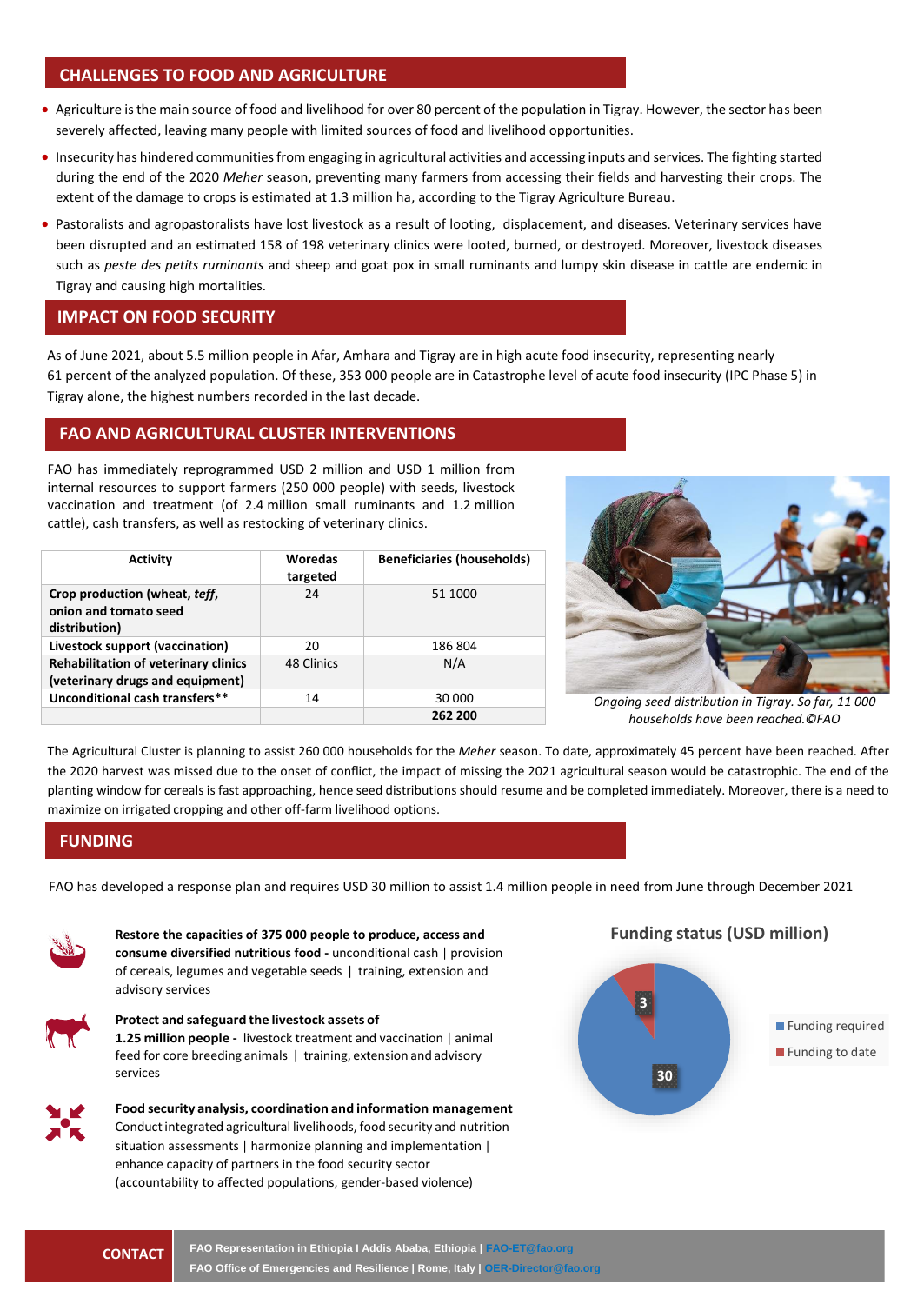## CHALLENGES TO FOOD AND AGRICULTURE

- Agriculture is the main source of food and livelihood for over 80 percent of the population in Tigray. However, the sector has been severely affected, leaving many people with limited sources of food and livelihood opportunities.
- Insecurity has hindered communities from engaging in agricultural activities and accessing inputs and services. The fighting started during the end of the 2020 *Meher* season, preventing many farmers from accessing their fields and harvesting their crops. The extent of the damage to crops is estimated at 1.3 million ha, according to the Tigray Agriculture Bureau.
- Pastoralists and agropastoralists have lost livestock as a result of looting, displacement, and diseases. Veterinary services have been disrupted and an estimated 158 of 198 veterinary clinics were looted, burned, or destroyed. Moreover, livestock diseases such as *peste des petits ruminants* and sheep and goat pox in small ruminants and lumpy skin disease in cattle are endemic in Tigray and causing high mortalities.

## IMPACT ON FOOD SECURITY

As of June 2021, about 5.5 million people in Afar, Amhara and Tigray are in high acute food insecurity, representing nearly 61 percent of the analyzed population. Of these, 353 000 people are in Catastrophe level of acute food insecurity (IPC Phase 5) in Tigray alone, the highest numbers recorded in the last decade.

## FAO AND AGRICULTURAL CLUSTER INTERVENTIONS

FAO has immediately reprogrammed USD 2 million and USD 1 million from internal resources to support farmers (250 000 people) with seeds, livestock vaccination and treatment (of 2.4 million small ruminants and 1.2 million cattle), cash transfers, as well as restocking of veterinary clinics.

| Activity | Woredas targeted | Beneficiaries (households) |
|---|---|---|
| **Crop production (wheat, *teff*, onion and tomato seed distribution)** | 24 | 51 1000 |
| **Livestock support (vaccination)** | 20 | 186 804 |
| **Rehabilitation of veterinary clinics (veterinary drugs and equipment)** | 48 Clinics | N/A |
| **Unconditional cash transfers\*\*** | 14 | 30 000 |
| | | **262 200** |

*Ongoing seed distribution in Tigray. So far, 11 000 households have been reached.©FAO*

The Agricultural Cluster is planning to assist 260 000 households for the *Meher* season. To date, approximately 45 percent have been reached. After the 2020 harvest was missed due to the onset of conflict, the impact of missing the 2021 agricultural season would be catastrophic. The end of the planting window for cereals is fast approaching, hence seed distributions should resume and be completed immediately. Moreover, there is a need to maximize on irrigated cropping and other off-farm livelihood options.

## FUNDING

FAO has developed a response plan and requires USD 30 million to assist 1.4 million people in need from June through December 2021

**Restore the capacities of 375 000 people to produce, access and consume diversified nutritious food -** unconditional cash | provision of cereals, legumes and vegetable seeds | training, extension and advisory services

**Protect and safeguard the livestock assets of 1.25 million people -** livestock treatment and vaccination | animal feed for core breeding animals | training, extension and advisory services

**Food security analysis, coordination and information management**
Conduct integrated agricultural livelihoods, food security and nutrition situation assessments | harmonize planning and implementation | enhance capacity of partners in the food security sector (accountability to affected populations, gender-based violence)

**Funding status (USD million)**

3

30

Funding required

Funding to date

**CONTACT**

**FAO Representation in Ethiopia I Addis Ababa, Ethiopia | FAO-ET@fao.org**
**FAO Office of Emergencies and Resilience | Rome, Italy | OER-Director@fao.org**